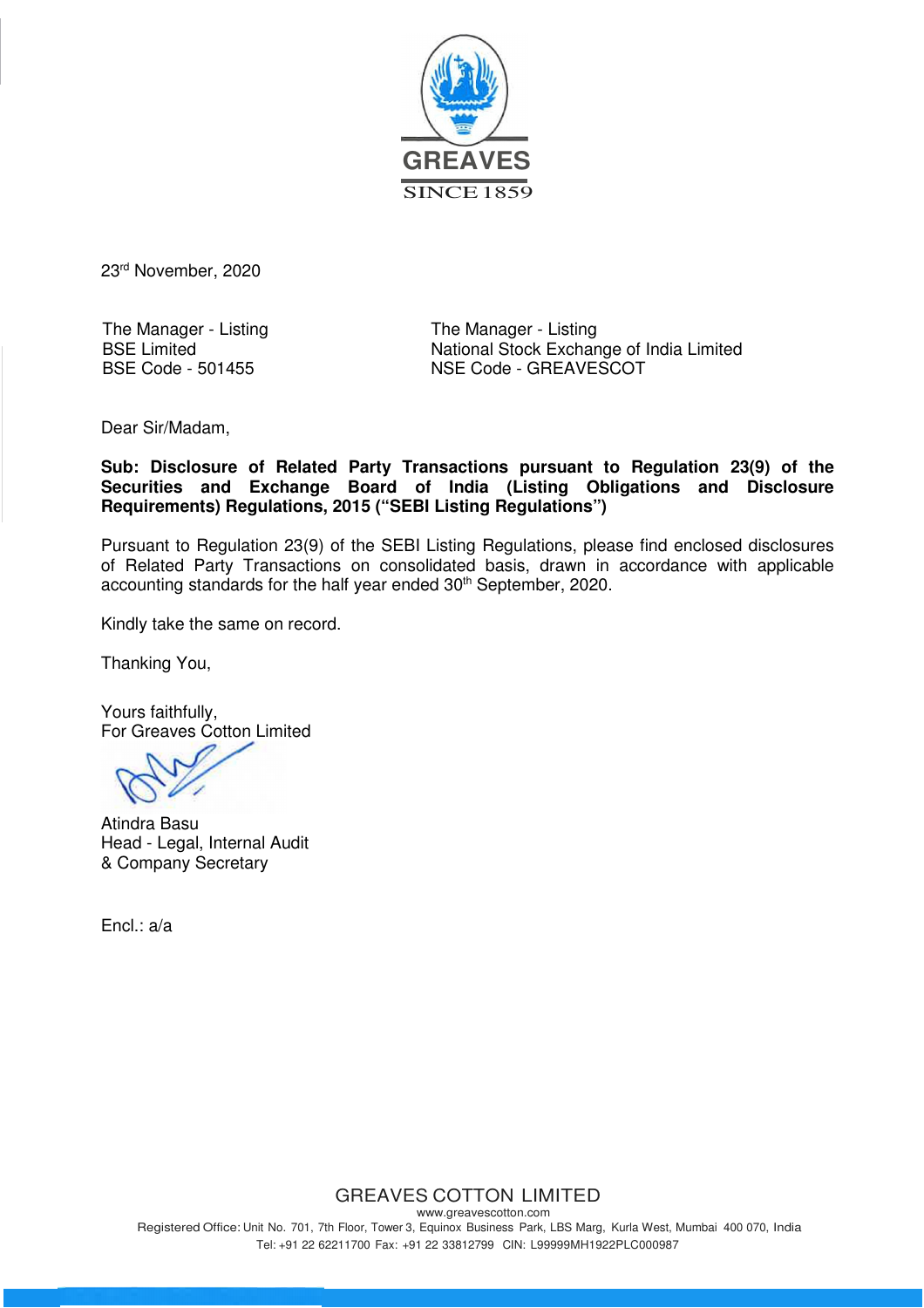GREAVES

SINCE 1859

23rd November, 2020

The Manager - Listing
BSE Limited
BSE Code - 501455

The Manager - Listing
National Stock Exchange of India Limited
NSE Code - GREAVESCOT

Dear Sir/Madam,

**Sub: Disclosure of Related Party Transactions pursuant to Regulation 23(9) of the Securities and Exchange Board of India (Listing Obligations and Disclosure Requirements) Regulations, 2015 ("SEBI Listing Regulations")**

Pursuant to Regulation 23(9) of the SEBI Listing Regulations, please find enclosed disclosures of Related Party Transactions on consolidated basis, drawn in accordance with applicable accounting standards for the half year ended 30th September, 2020.

Kindly take the same on record.

Thanking You,

Yours faithfully,
For Greaves Cotton Limited

Atindra Basu
Head - Legal, Internal Audit
& Company Secretary

Encl.: a/a

GREAVES COTTON LIMITED
www.greavescotton.com
Registered Office: Unit No. 701, 7th Floor, Tower 3, Equinox Business Park, LBS Marg, Kurla West, Mumbai 400 070, India
Tel: +91 22 62211700 Fax: +91 22 33812799 CIN: L99999MH1922PLC000987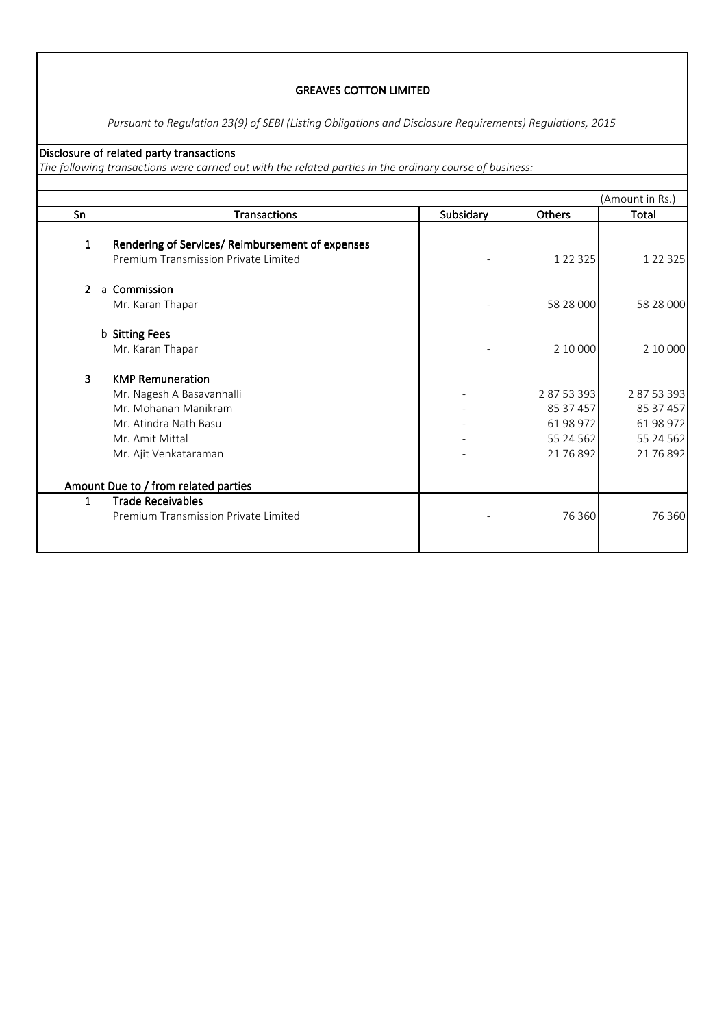## GREAVES COTTON LIMITED

*Pursuant to Regulation 23(9) of SEBI (Listing Obligations and Disclosure Requirements) Regulations, 2015*

**Disclosure of related party transactions**

*The following transactions were carried out with the related parties in the ordinary course of business:*

(Amount in Rs.)

| Sn | Transactions | Subsidary | Others | Total |
|---|---|---|---|---|
| 1 | **Rendering of Services/ Reimbursement of expenses** | | | |
| | Premium Transmission Private Limited | - | 1 22 325 | 1 22 325 |
| 2 a | **Commission** | | | |
| | Mr. Karan Thapar | - | 58 28 000 | 58 28 000 |
| b | **Sitting Fees** | | | |
| | Mr. Karan Thapar | - | 2 10 000 | 2 10 000 |
| 3 | **KMP Remuneration** | | | |
| | Mr. Nagesh A Basavanhalli | - | 2 87 53 393 | 2 87 53 393 |
| | Mr. Mohanan Manikram | - | 85 37 457 | 85 37 457 |
| | Mr. Atindra Nath Basu | - | 61 98 972 | 61 98 972 |
| | Mr. Amit Mittal | - | 55 24 562 | 55 24 562 |
| | Mr. Ajit Venkataraman | - | 21 76 892 | 21 76 892 |
| | **Amount Due to / from related parties** | | | |
| 1 | **Trade Receivables** | | | |
| | Premium Transmission Private Limited | - | 76 360 | 76 360 |